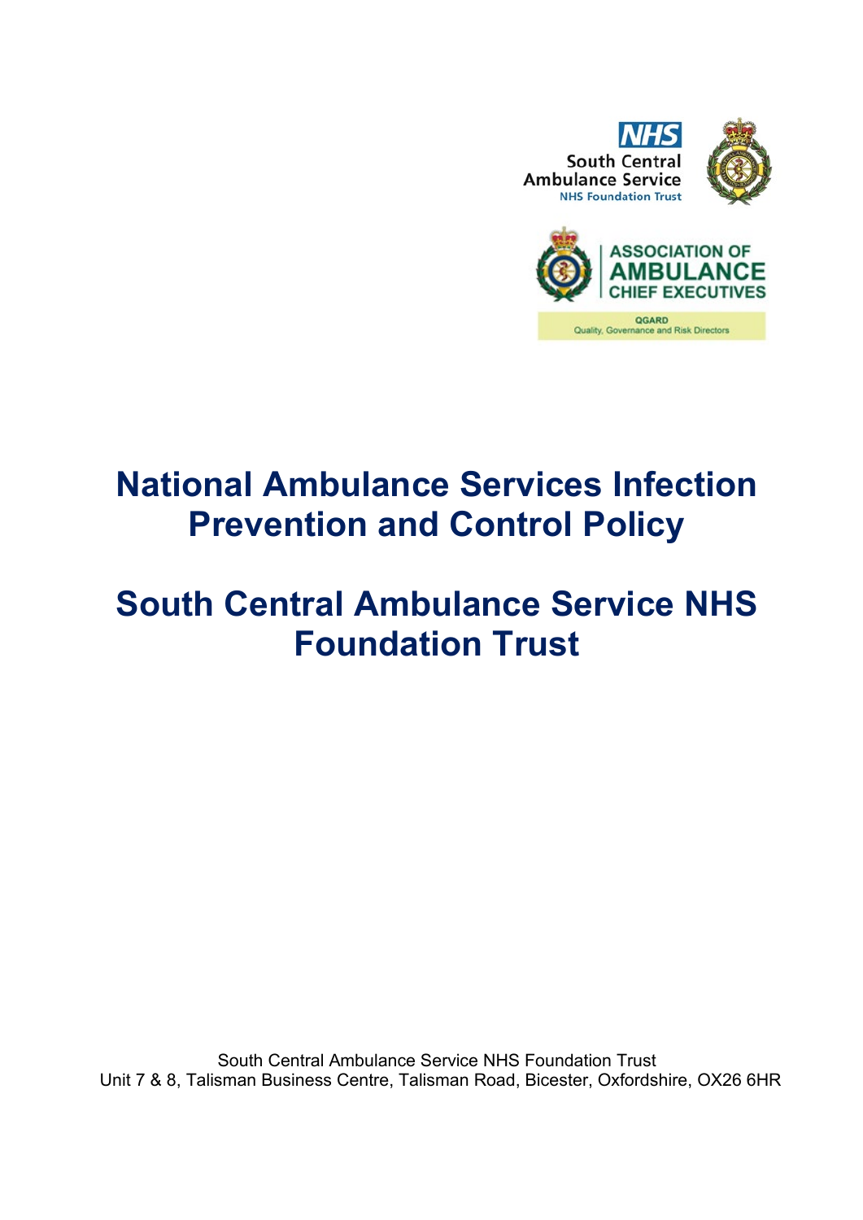NHS
South Central
Ambulance Service
NHS Foundation Trust

ASSOCIATION OF
AMBULANCE
CHIEF EXECUTIVES

QGARD
Quality, Governance and Risk Directors

# National Ambulance Services Infection Prevention and Control Policy

# South Central Ambulance Service NHS Foundation Trust

South Central Ambulance Service NHS Foundation Trust
Unit 7 & 8, Talisman Business Centre, Talisman Road, Bicester, Oxfordshire, OX26 6HR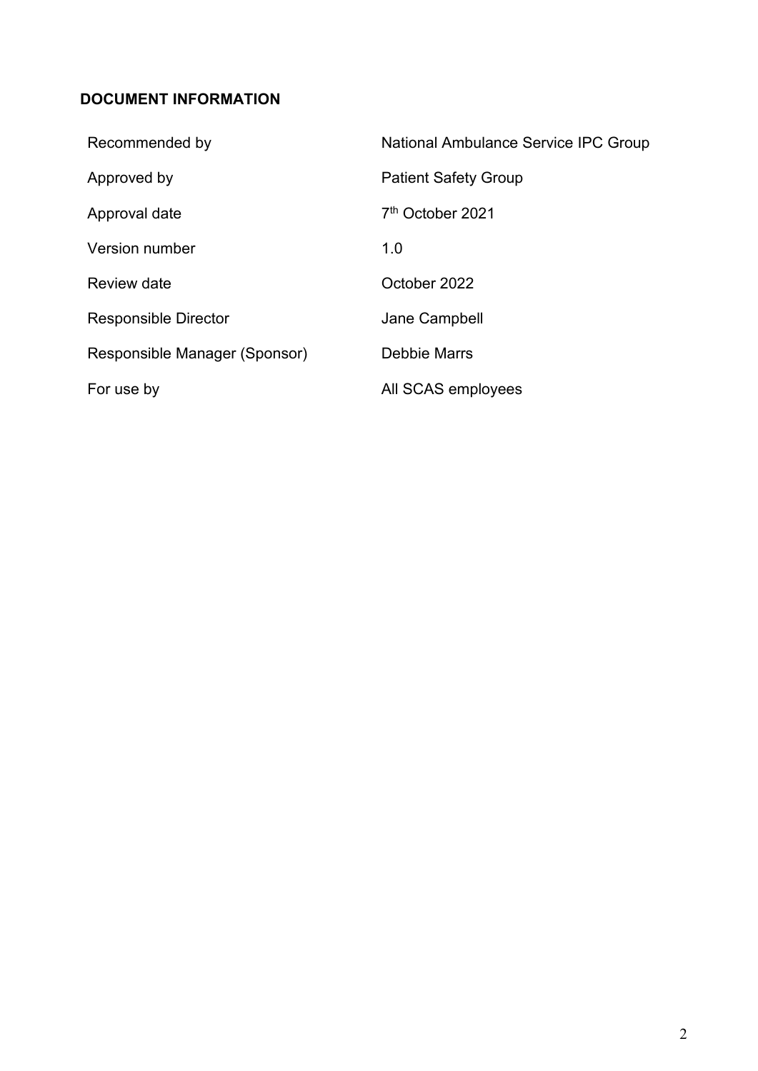**DOCUMENT INFORMATION**

| | |
|---|---|
| Recommended by | National Ambulance Service IPC Group |
| Approved by | Patient Safety Group |
| Approval date | 7th October 2021 |
| Version number | 1.0 |
| Review date | October 2022 |
| Responsible Director | Jane Campbell |
| Responsible Manager (Sponsor) | Debbie Marrs |
| For use by | All SCAS employees |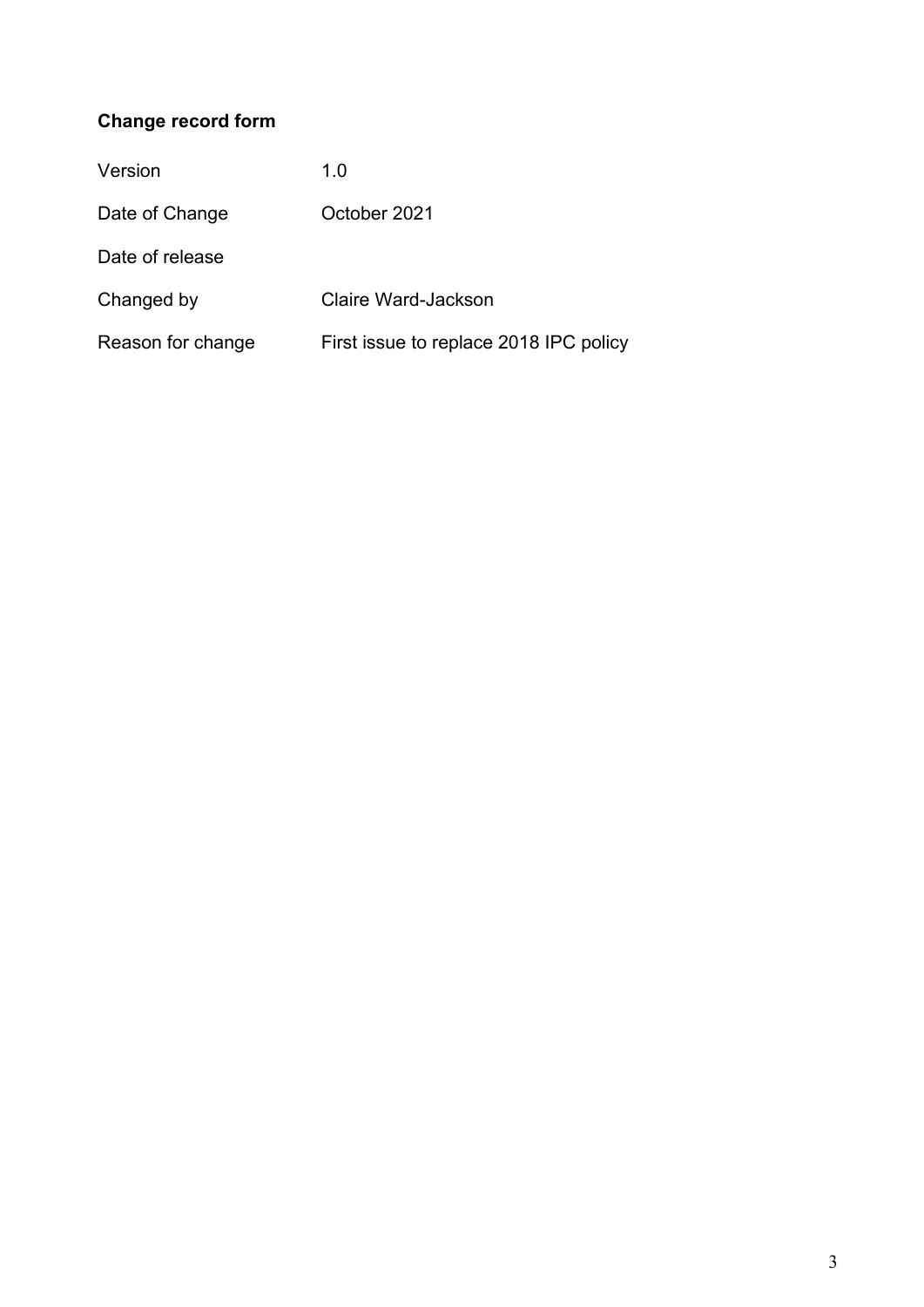**Change record form**

| | |
|---|---|
| Version | 1.0 |
| Date of Change | October 2021 |
| Date of release | |
| Changed by | Claire Ward-Jackson |
| Reason for change | First issue to replace 2018 IPC policy |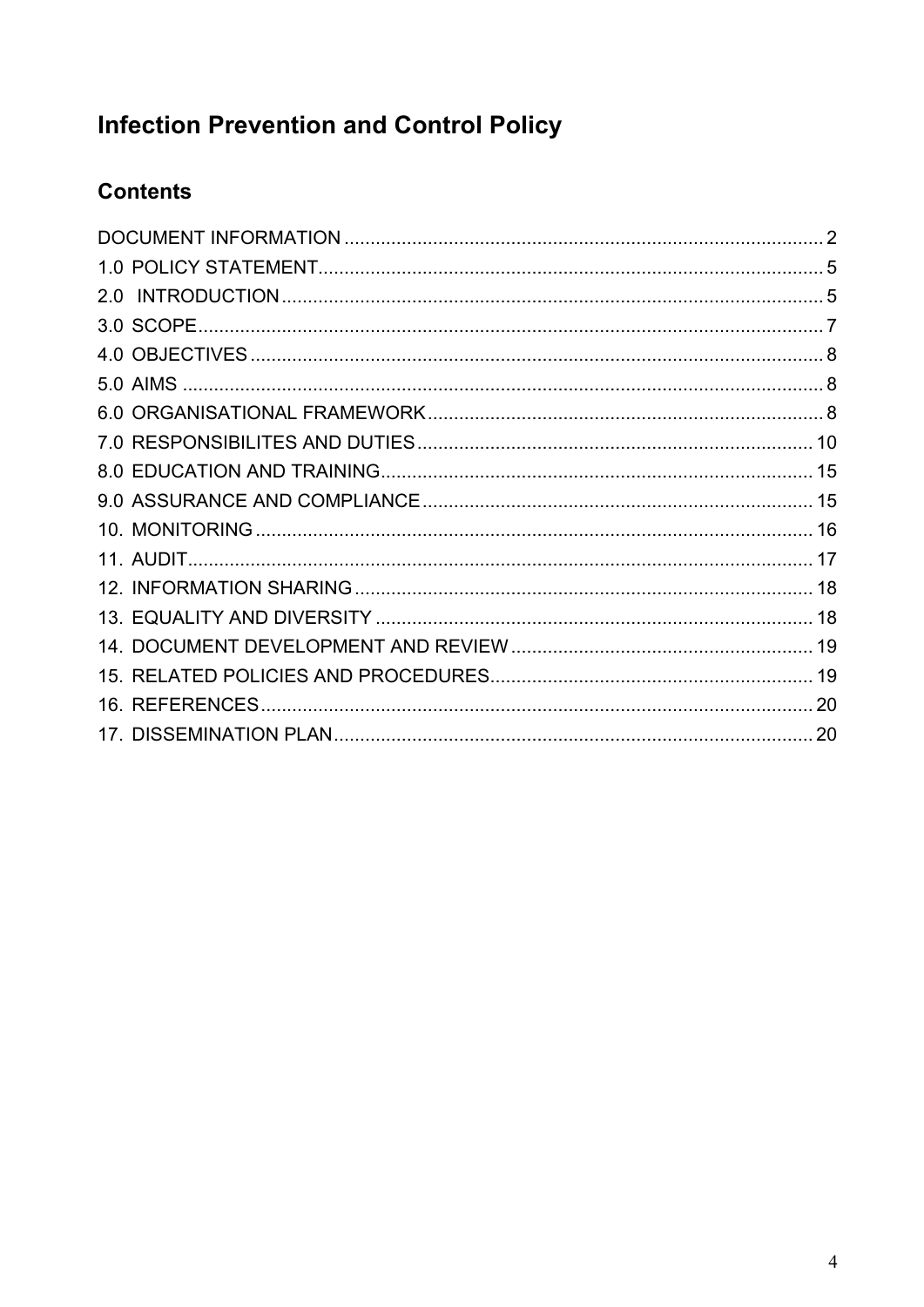# Infection Prevention and Control Policy

## Contents

DOCUMENT INFORMATION ........................................ 2
1.0 POLICY STATEMENT ........................................ 5
2.0 INTRODUCTION ........................................ 5
3.0 SCOPE ........................................ 7
4.0 OBJECTIVES ........................................ 8
5.0 AIMS ........................................ 8
6.0 ORGANISATIONAL FRAMEWORK ........................................ 8
7.0 RESPONSIBILITES AND DUTIES ........................................ 10
8.0 EDUCATION AND TRAINING ........................................ 15
9.0 ASSURANCE AND COMPLIANCE ........................................ 15
10. MONITORING ........................................ 16
11. AUDIT ........................................ 17
12. INFORMATION SHARING ........................................ 18
13. EQUALITY AND DIVERSITY ........................................ 18
14. DOCUMENT DEVELOPMENT AND REVIEW ........................................ 19
15. RELATED POLICIES AND PROCEDURES ........................................ 19
16. REFERENCES ........................................ 20
17. DISSEMINATION PLAN ........................................ 20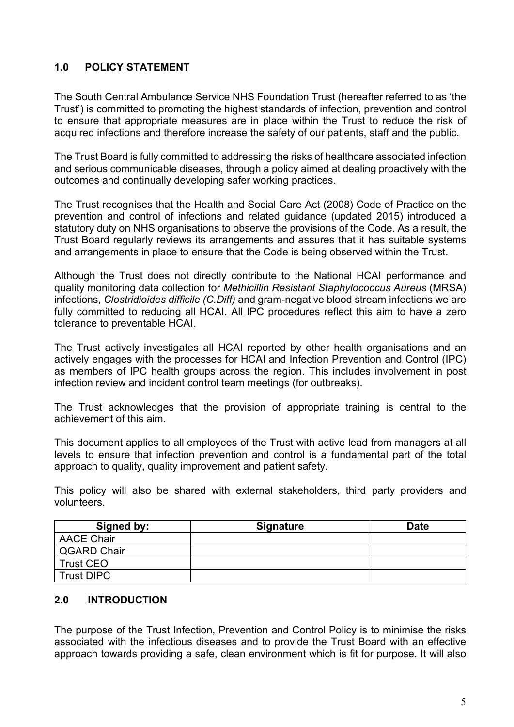## 1.0 POLICY STATEMENT

The South Central Ambulance Service NHS Foundation Trust (hereafter referred to as 'the Trust') is committed to promoting the highest standards of infection, prevention and control to ensure that appropriate measures are in place within the Trust to reduce the risk of acquired infections and therefore increase the safety of our patients, staff and the public.

The Trust Board is fully committed to addressing the risks of healthcare associated infection and serious communicable diseases, through a policy aimed at dealing proactively with the outcomes and continually developing safer working practices.

The Trust recognises that the Health and Social Care Act (2008) Code of Practice on the prevention and control of infections and related guidance (updated 2015) introduced a statutory duty on NHS organisations to observe the provisions of the Code. As a result, the Trust Board regularly reviews its arrangements and assures that it has suitable systems and arrangements in place to ensure that the Code is being observed within the Trust.

Although the Trust does not directly contribute to the National HCAI performance and quality monitoring data collection for *Methicillin Resistant Staphylococcus Aureus* (MRSA) infections, *Clostridioides difficile (C.Diff)* and gram-negative blood stream infections we are fully committed to reducing all HCAI. All IPC procedures reflect this aim to have a zero tolerance to preventable HCAI.

The Trust actively investigates all HCAI reported by other health organisations and an actively engages with the processes for HCAI and Infection Prevention and Control (IPC) as members of IPC health groups across the region. This includes involvement in post infection review and incident control team meetings (for outbreaks).

The Trust acknowledges that the provision of appropriate training is central to the achievement of this aim.

This document applies to all employees of the Trust with active lead from managers at all levels to ensure that infection prevention and control is a fundamental part of the total approach to quality, quality improvement and patient safety.

This policy will also be shared with external stakeholders, third party providers and volunteers.

| Signed by: | Signature | Date |
|---|---|---|
| AACE Chair | | |
| QGARD Chair | | |
| Trust CEO | | |
| Trust DIPC | | |

## 2.0 INTRODUCTION

The purpose of the Trust Infection, Prevention and Control Policy is to minimise the risks associated with the infectious diseases and to provide the Trust Board with an effective approach towards providing a safe, clean environment which is fit for purpose. It will also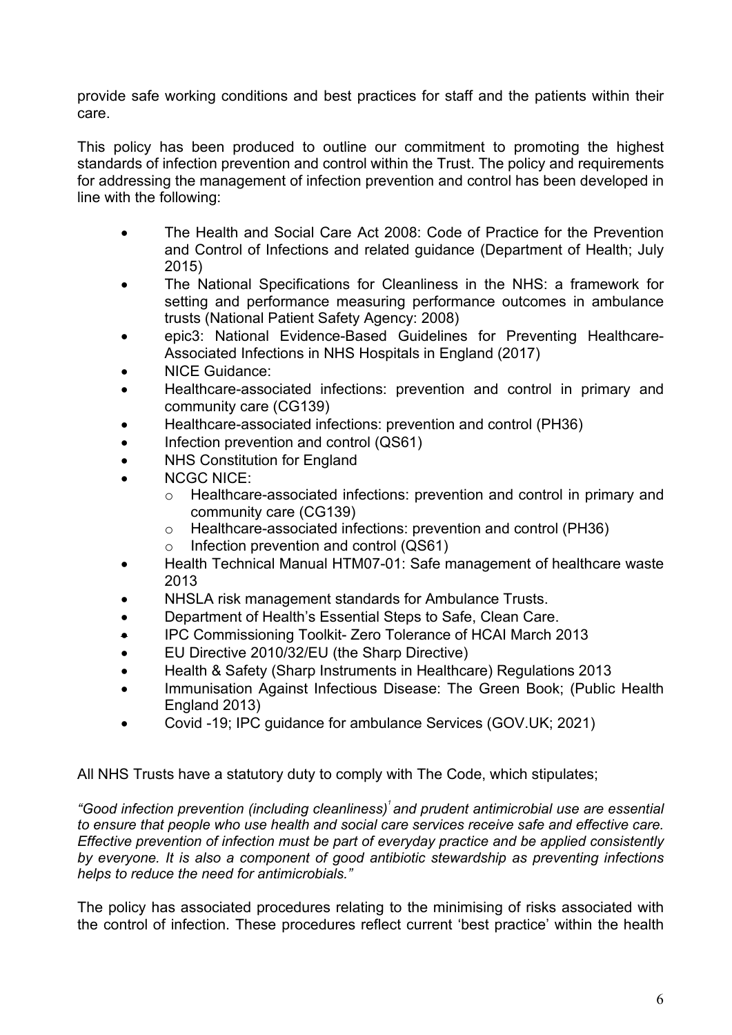provide safe working conditions and best practices for staff and the patients within their care.

This policy has been produced to outline our commitment to promoting the highest standards of infection prevention and control within the Trust. The policy and requirements for addressing the management of infection prevention and control has been developed in line with the following:

- The Health and Social Care Act 2008: Code of Practice for the Prevention and Control of Infections and related guidance (Department of Health; July 2015)
- The National Specifications for Cleanliness in the NHS: a framework for setting and performance measuring performance outcomes in ambulance trusts (National Patient Safety Agency: 2008)
- epic3: National Evidence-Based Guidelines for Preventing Healthcare-Associated Infections in NHS Hospitals in England (2017)
- NICE Guidance:
- Healthcare-associated infections: prevention and control in primary and community care (CG139)
- Healthcare-associated infections: prevention and control (PH36)
- Infection prevention and control (QS61)
- NHS Constitution for England
- NCGC NICE:
  - Healthcare-associated infections: prevention and control in primary and community care (CG139)
  - Healthcare-associated infections: prevention and control (PH36)
  - Infection prevention and control (QS61)
- Health Technical Manual HTM07-01: Safe management of healthcare waste 2013
- NHSLA risk management standards for Ambulance Trusts.
- Department of Health's Essential Steps to Safe, Clean Care.
- IPC Commissioning Toolkit- Zero Tolerance of HCAI March 2013
- EU Directive 2010/32/EU (the Sharp Directive)
- Health & Safety (Sharp Instruments in Healthcare) Regulations 2013
- Immunisation Against Infectious Disease: The Green Book; (Public Health England 2013)
- Covid -19; IPC guidance for ambulance Services (GOV.UK; 2021)

All NHS Trusts have a statutory duty to comply with The Code, which stipulates;

*"Good infection prevention (including cleanliness)*[1] *and prudent antimicrobial use are essential to ensure that people who use health and social care services receive safe and effective care. Effective prevention of infection must be part of everyday practice and be applied consistently by everyone. It is also a component of good antibiotic stewardship as preventing infections helps to reduce the need for antimicrobials."*

The policy has associated procedures relating to the minimising of risks associated with the control of infection. These procedures reflect current 'best practice' within the health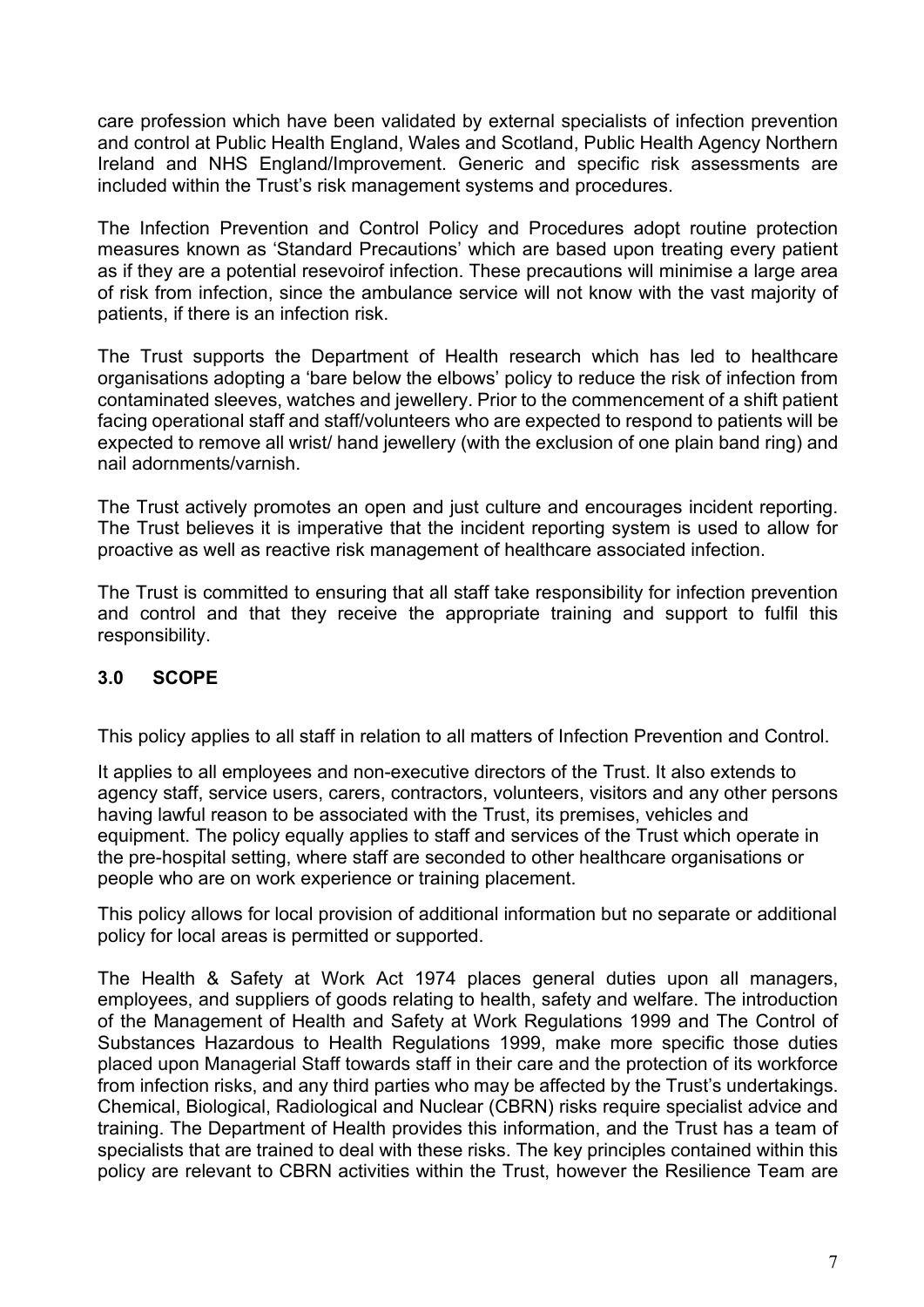care profession which have been validated by external specialists of infection prevention and control at Public Health England, Wales and Scotland, Public Health Agency Northern Ireland and NHS England/Improvement. Generic and specific risk assessments are included within the Trust's risk management systems and procedures.

The Infection Prevention and Control Policy and Procedures adopt routine protection measures known as 'Standard Precautions' which are based upon treating every patient as if they are a potential resevoirof infection. These precautions will minimise a large area of risk from infection, since the ambulance service will not know with the vast majority of patients, if there is an infection risk.

The Trust supports the Department of Health research which has led to healthcare organisations adopting a 'bare below the elbows' policy to reduce the risk of infection from contaminated sleeves, watches and jewellery. Prior to the commencement of a shift patient facing operational staff and staff/volunteers who are expected to respond to patients will be expected to remove all wrist/ hand jewellery (with the exclusion of one plain band ring) and nail adornments/varnish.

The Trust actively promotes an open and just culture and encourages incident reporting. The Trust believes it is imperative that the incident reporting system is used to allow for proactive as well as reactive risk management of healthcare associated infection.

The Trust is committed to ensuring that all staff take responsibility for infection prevention and control and that they receive the appropriate training and support to fulfil this responsibility.

## 3.0 SCOPE

This policy applies to all staff in relation to all matters of Infection Prevention and Control.

It applies to all employees and non-executive directors of the Trust. It also extends to agency staff, service users, carers, contractors, volunteers, visitors and any other persons having lawful reason to be associated with the Trust, its premises, vehicles and equipment. The policy equally applies to staff and services of the Trust which operate in the pre-hospital setting, where staff are seconded to other healthcare organisations or people who are on work experience or training placement.

This policy allows for local provision of additional information but no separate or additional policy for local areas is permitted or supported.

The Health & Safety at Work Act 1974 places general duties upon all managers, employees, and suppliers of goods relating to health, safety and welfare. The introduction of the Management of Health and Safety at Work Regulations 1999 and The Control of Substances Hazardous to Health Regulations 1999, make more specific those duties placed upon Managerial Staff towards staff in their care and the protection of its workforce from infection risks, and any third parties who may be affected by the Trust's undertakings. Chemical, Biological, Radiological and Nuclear (CBRN) risks require specialist advice and training. The Department of Health provides this information, and the Trust has a team of specialists that are trained to deal with these risks. The key principles contained within this policy are relevant to CBRN activities within the Trust, however the Resilience Team are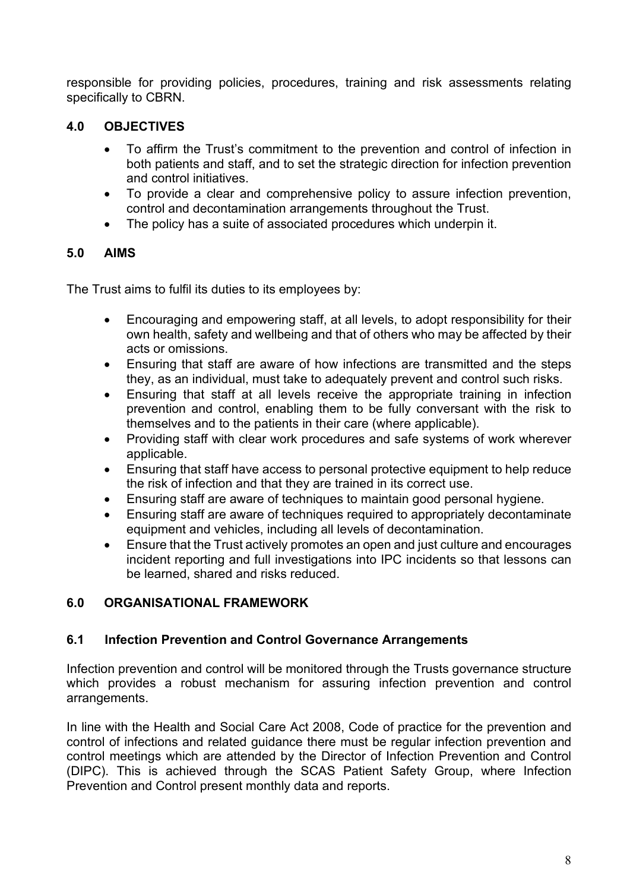responsible for providing policies, procedures, training and risk assessments relating specifically to CBRN.

## 4.0 OBJECTIVES

- To affirm the Trust's commitment to the prevention and control of infection in both patients and staff, and to set the strategic direction for infection prevention and control initiatives.
- To provide a clear and comprehensive policy to assure infection prevention, control and decontamination arrangements throughout the Trust.
- The policy has a suite of associated procedures which underpin it.

## 5.0 AIMS

The Trust aims to fulfil its duties to its employees by:

- Encouraging and empowering staff, at all levels, to adopt responsibility for their own health, safety and wellbeing and that of others who may be affected by their acts or omissions.
- Ensuring that staff are aware of how infections are transmitted and the steps they, as an individual, must take to adequately prevent and control such risks.
- Ensuring that staff at all levels receive the appropriate training in infection prevention and control, enabling them to be fully conversant with the risk to themselves and to the patients in their care (where applicable).
- Providing staff with clear work procedures and safe systems of work wherever applicable.
- Ensuring that staff have access to personal protective equipment to help reduce the risk of infection and that they are trained in its correct use.
- Ensuring staff are aware of techniques to maintain good personal hygiene.
- Ensuring staff are aware of techniques required to appropriately decontaminate equipment and vehicles, including all levels of decontamination.
- Ensure that the Trust actively promotes an open and just culture and encourages incident reporting and full investigations into IPC incidents so that lessons can be learned, shared and risks reduced.

## 6.0 ORGANISATIONAL FRAMEWORK

### 6.1 Infection Prevention and Control Governance Arrangements

Infection prevention and control will be monitored through the Trusts governance structure which provides a robust mechanism for assuring infection prevention and control arrangements.

In line with the Health and Social Care Act 2008, Code of practice for the prevention and control of infections and related guidance there must be regular infection prevention and control meetings which are attended by the Director of Infection Prevention and Control (DIPC). This is achieved through the SCAS Patient Safety Group, where Infection Prevention and Control present monthly data and reports.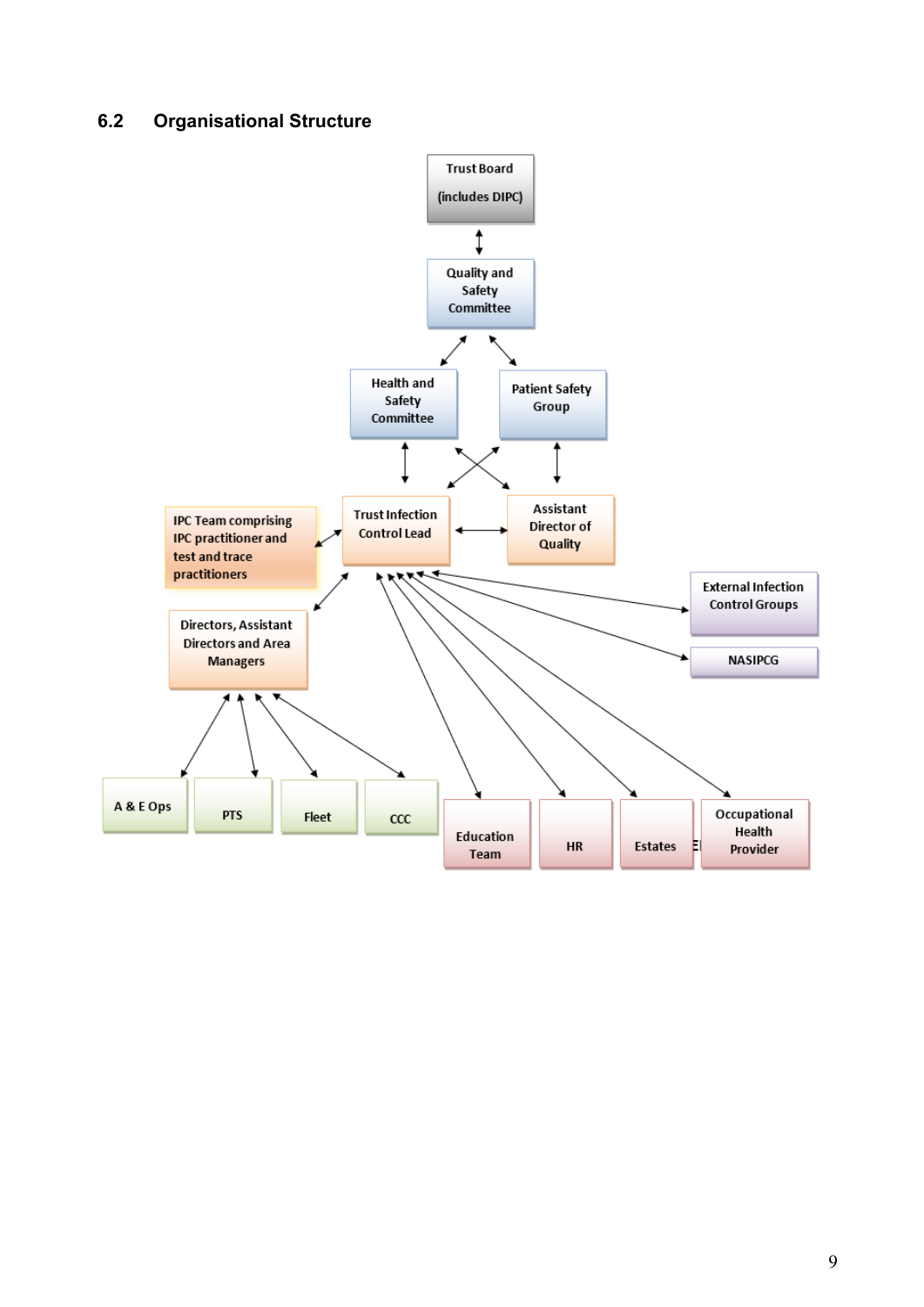## 6.2 Organisational Structure

Trust Board

(includes DIPC)

Quality and Safety Committee

Health and Safety Committee

Patient Safety Group

IPC Team comprising IPC practitioner and test and trace practitioners

Trust Infection Control Lead

Assistant Director of Quality

Directors, Assistant Directors and Area Managers

External Infection Control Groups

NASIPCG

A & E Ops

PTS

Fleet

CCC

Education Team

HR

Estates

Occupational Health Provider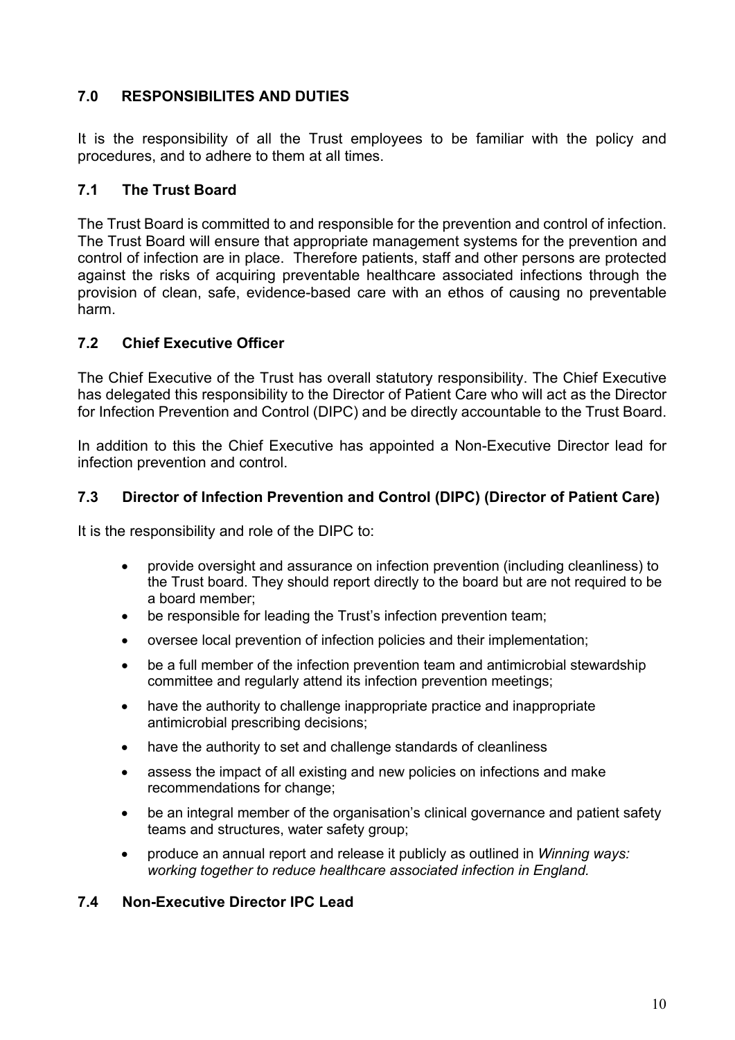## 7.0 RESPONSIBILITES AND DUTIES

It is the responsibility of all the Trust employees to be familiar with the policy and procedures, and to adhere to them at all times.

### 7.1 The Trust Board

The Trust Board is committed to and responsible for the prevention and control of infection. The Trust Board will ensure that appropriate management systems for the prevention and control of infection are in place. Therefore patients, staff and other persons are protected against the risks of acquiring preventable healthcare associated infections through the provision of clean, safe, evidence-based care with an ethos of causing no preventable harm.

### 7.2 Chief Executive Officer

The Chief Executive of the Trust has overall statutory responsibility. The Chief Executive has delegated this responsibility to the Director of Patient Care who will act as the Director for Infection Prevention and Control (DIPC) and be directly accountable to the Trust Board.

In addition to this the Chief Executive has appointed a Non-Executive Director lead for infection prevention and control.

### 7.3 Director of Infection Prevention and Control (DIPC) (Director of Patient Care)

It is the responsibility and role of the DIPC to:

- provide oversight and assurance on infection prevention (including cleanliness) to the Trust board. They should report directly to the board but are not required to be a board member;
- be responsible for leading the Trust's infection prevention team;
- oversee local prevention of infection policies and their implementation;
- be a full member of the infection prevention team and antimicrobial stewardship committee and regularly attend its infection prevention meetings;
- have the authority to challenge inappropriate practice and inappropriate antimicrobial prescribing decisions;
- have the authority to set and challenge standards of cleanliness
- assess the impact of all existing and new policies on infections and make recommendations for change;
- be an integral member of the organisation's clinical governance and patient safety teams and structures, water safety group;
- produce an annual report and release it publicly as outlined in *Winning ways: working together to reduce healthcare associated infection in England.*

### 7.4 Non-Executive Director IPC Lead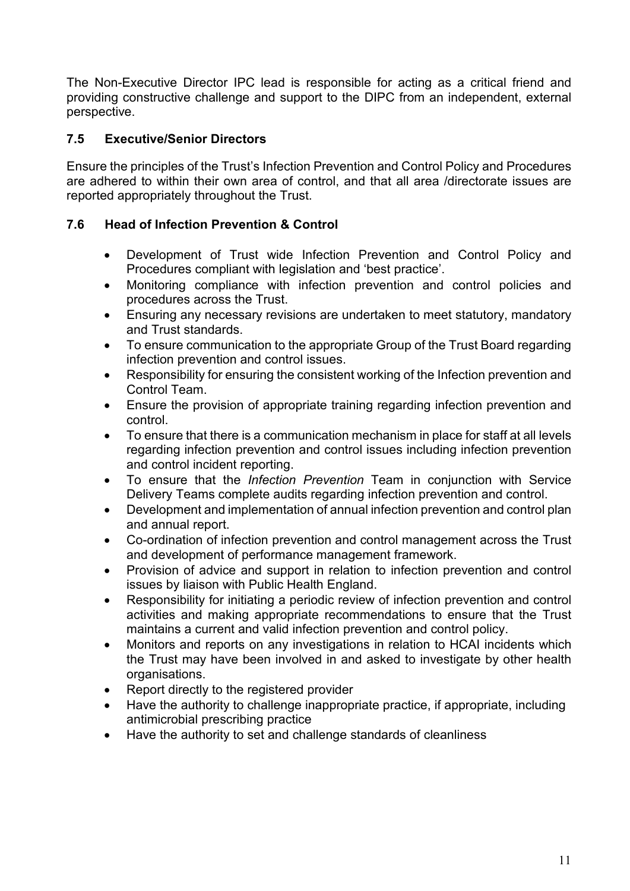The Non-Executive Director IPC lead is responsible for acting as a critical friend and providing constructive challenge and support to the DIPC from an independent, external perspective.

### 7.5 Executive/Senior Directors

Ensure the principles of the Trust's Infection Prevention and Control Policy and Procedures are adhered to within their own area of control, and that all area /directorate issues are reported appropriately throughout the Trust.

### 7.6 Head of Infection Prevention & Control

- Development of Trust wide Infection Prevention and Control Policy and Procedures compliant with legislation and 'best practice'.
- Monitoring compliance with infection prevention and control policies and procedures across the Trust.
- Ensuring any necessary revisions are undertaken to meet statutory, mandatory and Trust standards.
- To ensure communication to the appropriate Group of the Trust Board regarding infection prevention and control issues.
- Responsibility for ensuring the consistent working of the Infection prevention and Control Team.
- Ensure the provision of appropriate training regarding infection prevention and control.
- To ensure that there is a communication mechanism in place for staff at all levels regarding infection prevention and control issues including infection prevention and control incident reporting.
- To ensure that the *Infection Prevention* Team in conjunction with Service Delivery Teams complete audits regarding infection prevention and control.
- Development and implementation of annual infection prevention and control plan and annual report.
- Co-ordination of infection prevention and control management across the Trust and development of performance management framework.
- Provision of advice and support in relation to infection prevention and control issues by liaison with Public Health England.
- Responsibility for initiating a periodic review of infection prevention and control activities and making appropriate recommendations to ensure that the Trust maintains a current and valid infection prevention and control policy.
- Monitors and reports on any investigations in relation to HCAI incidents which the Trust may have been involved in and asked to investigate by other health organisations.
- Report directly to the registered provider
- Have the authority to challenge inappropriate practice, if appropriate, including antimicrobial prescribing practice
- Have the authority to set and challenge standards of cleanliness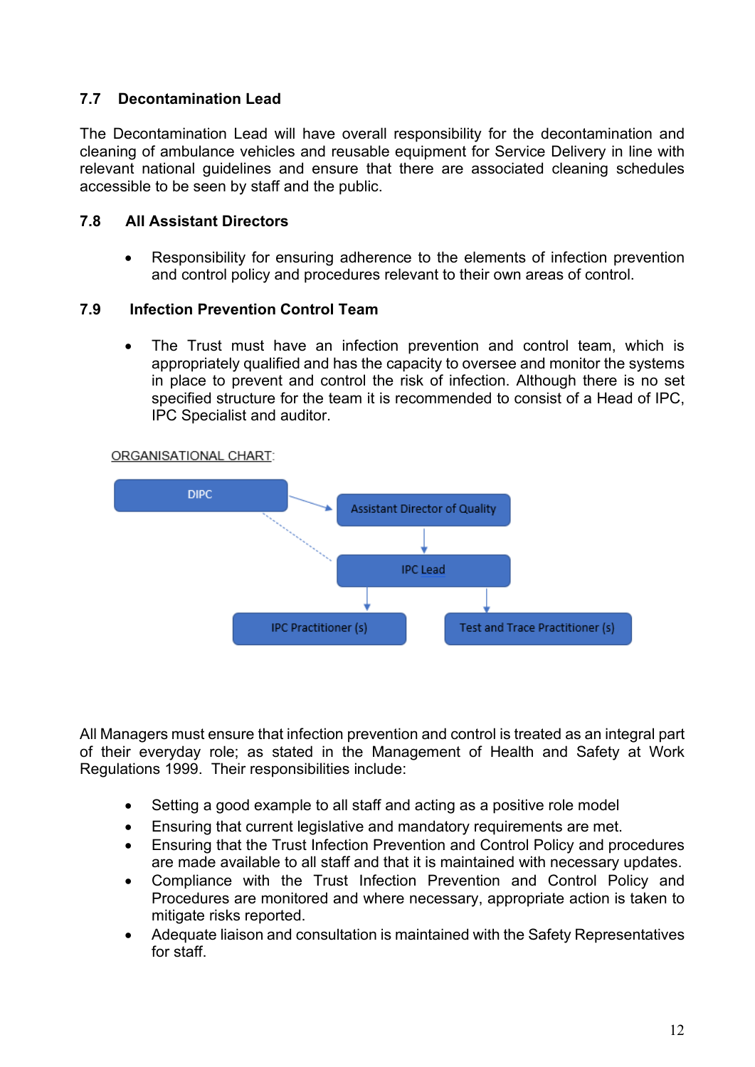### 7.7 Decontamination Lead

The Decontamination Lead will have overall responsibility for the decontamination and cleaning of ambulance vehicles and reusable equipment for Service Delivery in line with relevant national guidelines and ensure that there are associated cleaning schedules accessible to be seen by staff and the public.

### 7.8 All Assistant Directors

- Responsibility for ensuring adherence to the elements of infection prevention and control policy and procedures relevant to their own areas of control.

### 7.9 Infection Prevention Control Team

- The Trust must have an infection prevention and control team, which is appropriately qualified and has the capacity to oversee and monitor the systems in place to prevent and control the risk of infection. Although there is no set specified structure for the team it is recommended to consist of a Head of IPC, IPC Specialist and auditor.

ORGANISATIONAL CHART:

DIPC

Assistant Director of Quality

IPC Lead

IPC Practitioner (s)

Test and Trace Practitioner (s)

All Managers must ensure that infection prevention and control is treated as an integral part of their everyday role; as stated in the Management of Health and Safety at Work Regulations 1999. Their responsibilities include:

- Setting a good example to all staff and acting as a positive role model
- Ensuring that current legislative and mandatory requirements are met.
- Ensuring that the Trust Infection Prevention and Control Policy and procedures are made available to all staff and that it is maintained with necessary updates.
- Compliance with the Trust Infection Prevention and Control Policy and Procedures are monitored and where necessary, appropriate action is taken to mitigate risks reported.
- Adequate liaison and consultation is maintained with the Safety Representatives for staff.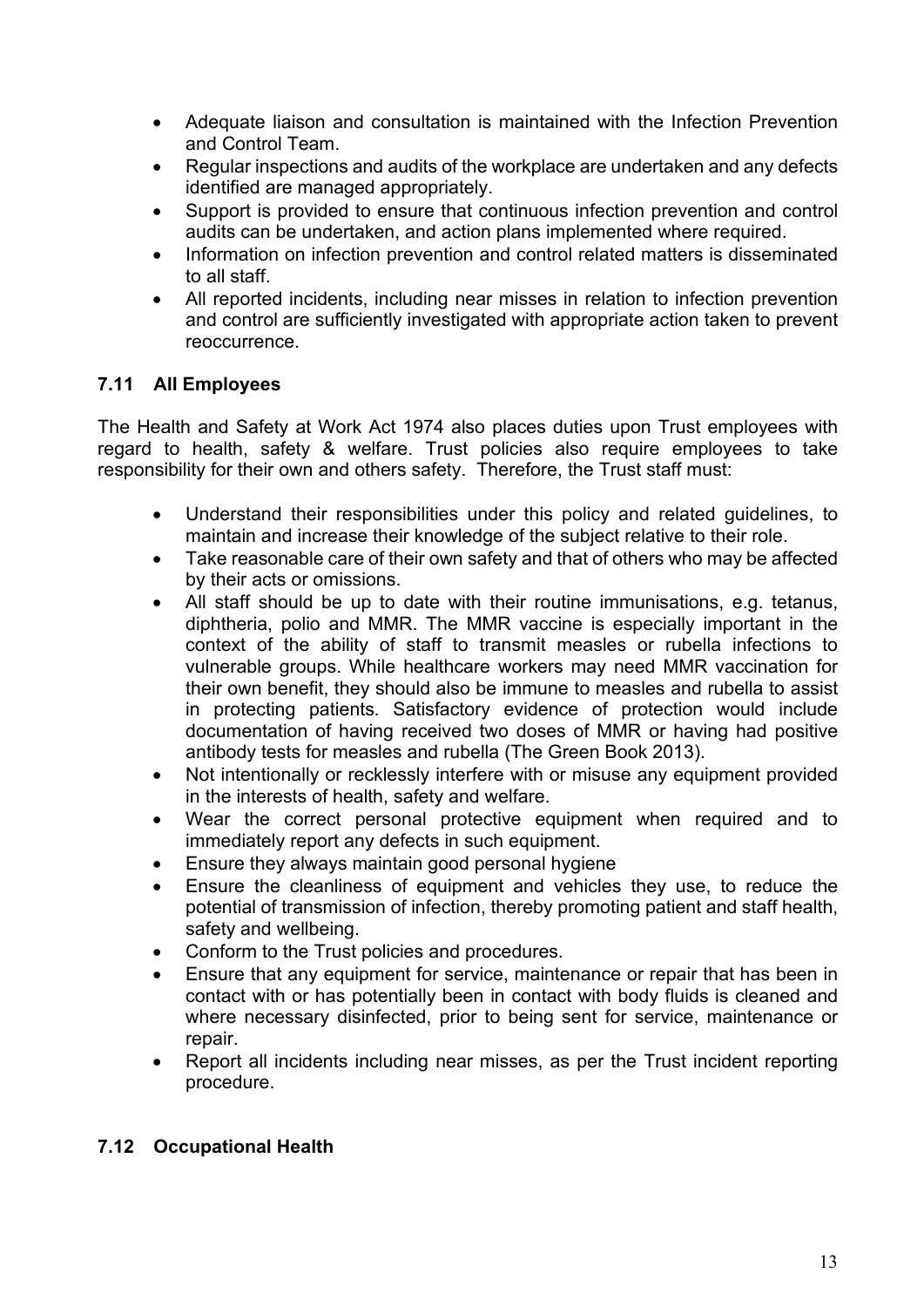- Adequate liaison and consultation is maintained with the Infection Prevention and Control Team.
- Regular inspections and audits of the workplace are undertaken and any defects identified are managed appropriately.
- Support is provided to ensure that continuous infection prevention and control audits can be undertaken, and action plans implemented where required.
- Information on infection prevention and control related matters is disseminated to all staff.
- All reported incidents, including near misses in relation to infection prevention and control are sufficiently investigated with appropriate action taken to prevent reoccurrence.

### 7.11 All Employees

The Health and Safety at Work Act 1974 also places duties upon Trust employees with regard to health, safety & welfare. Trust policies also require employees to take responsibility for their own and others safety. Therefore, the Trust staff must:

- Understand their responsibilities under this policy and related guidelines, to maintain and increase their knowledge of the subject relative to their role.
- Take reasonable care of their own safety and that of others who may be affected by their acts or omissions.
- All staff should be up to date with their routine immunisations, e.g. tetanus, diphtheria, polio and MMR. The MMR vaccine is especially important in the context of the ability of staff to transmit measles or rubella infections to vulnerable groups. While healthcare workers may need MMR vaccination for their own benefit, they should also be immune to measles and rubella to assist in protecting patients. Satisfactory evidence of protection would include documentation of having received two doses of MMR or having had positive antibody tests for measles and rubella (The Green Book 2013).
- Not intentionally or recklessly interfere with or misuse any equipment provided in the interests of health, safety and welfare.
- Wear the correct personal protective equipment when required and to immediately report any defects in such equipment.
- Ensure they always maintain good personal hygiene
- Ensure the cleanliness of equipment and vehicles they use, to reduce the potential of transmission of infection, thereby promoting patient and staff health, safety and wellbeing.
- Conform to the Trust policies and procedures.
- Ensure that any equipment for service, maintenance or repair that has been in contact with or has potentially been in contact with body fluids is cleaned and where necessary disinfected, prior to being sent for service, maintenance or repair.
- Report all incidents including near misses, as per the Trust incident reporting procedure.

### 7.12 Occupational Health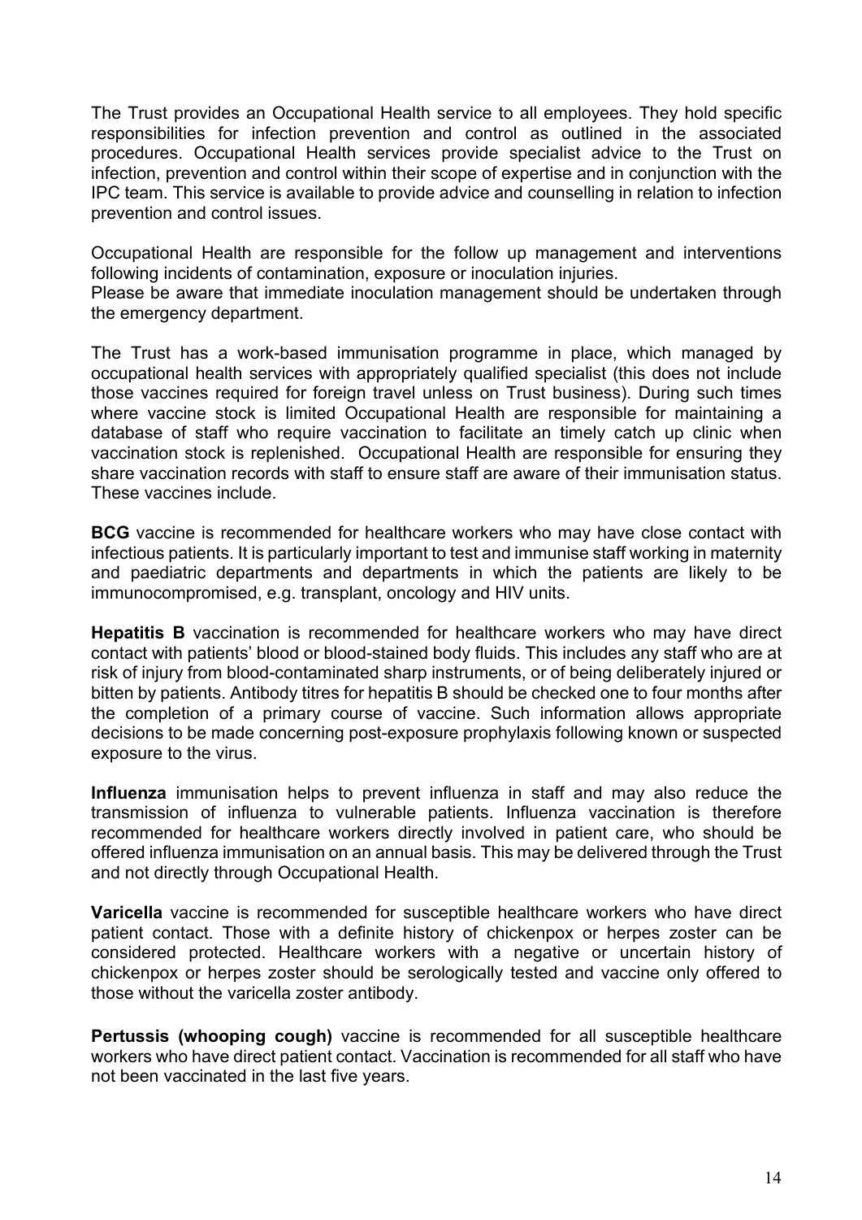The Trust provides an Occupational Health service to all employees. They hold specific responsibilities for infection prevention and control as outlined in the associated procedures. Occupational Health services provide specialist advice to the Trust on infection, prevention and control within their scope of expertise and in conjunction with the IPC team. This service is available to provide advice and counselling in relation to infection prevention and control issues.

Occupational Health are responsible for the follow up management and interventions following incidents of contamination, exposure or inoculation injuries.
Please be aware that immediate inoculation management should be undertaken through the emergency department.

The Trust has a work-based immunisation programme in place, which managed by occupational health services with appropriately qualified specialist (this does not include those vaccines required for foreign travel unless on Trust business). During such times where vaccine stock is limited Occupational Health are responsible for maintaining a database of staff who require vaccination to facilitate an timely catch up clinic when vaccination stock is replenished. Occupational Health are responsible for ensuring they share vaccination records with staff to ensure staff are aware of their immunisation status. These vaccines include.

**BCG** vaccine is recommended for healthcare workers who may have close contact with infectious patients. It is particularly important to test and immunise staff working in maternity and paediatric departments and departments in which the patients are likely to be immunocompromised, e.g. transplant, oncology and HIV units.

**Hepatitis B** vaccination is recommended for healthcare workers who may have direct contact with patients' blood or blood-stained body fluids. This includes any staff who are at risk of injury from blood-contaminated sharp instruments, or of being deliberately injured or bitten by patients. Antibody titres for hepatitis B should be checked one to four months after the completion of a primary course of vaccine. Such information allows appropriate decisions to be made concerning post-exposure prophylaxis following known or suspected exposure to the virus.

**Influenza** immunisation helps to prevent influenza in staff and may also reduce the transmission of influenza to vulnerable patients. Influenza vaccination is therefore recommended for healthcare workers directly involved in patient care, who should be offered influenza immunisation on an annual basis. This may be delivered through the Trust and not directly through Occupational Health.

**Varicella** vaccine is recommended for susceptible healthcare workers who have direct patient contact. Those with a definite history of chickenpox or herpes zoster can be considered protected. Healthcare workers with a negative or uncertain history of chickenpox or herpes zoster should be serologically tested and vaccine only offered to those without the varicella zoster antibody.

**Pertussis (whooping cough)** vaccine is recommended for all susceptible healthcare workers who have direct patient contact. Vaccination is recommended for all staff who have not been vaccinated in the last five years.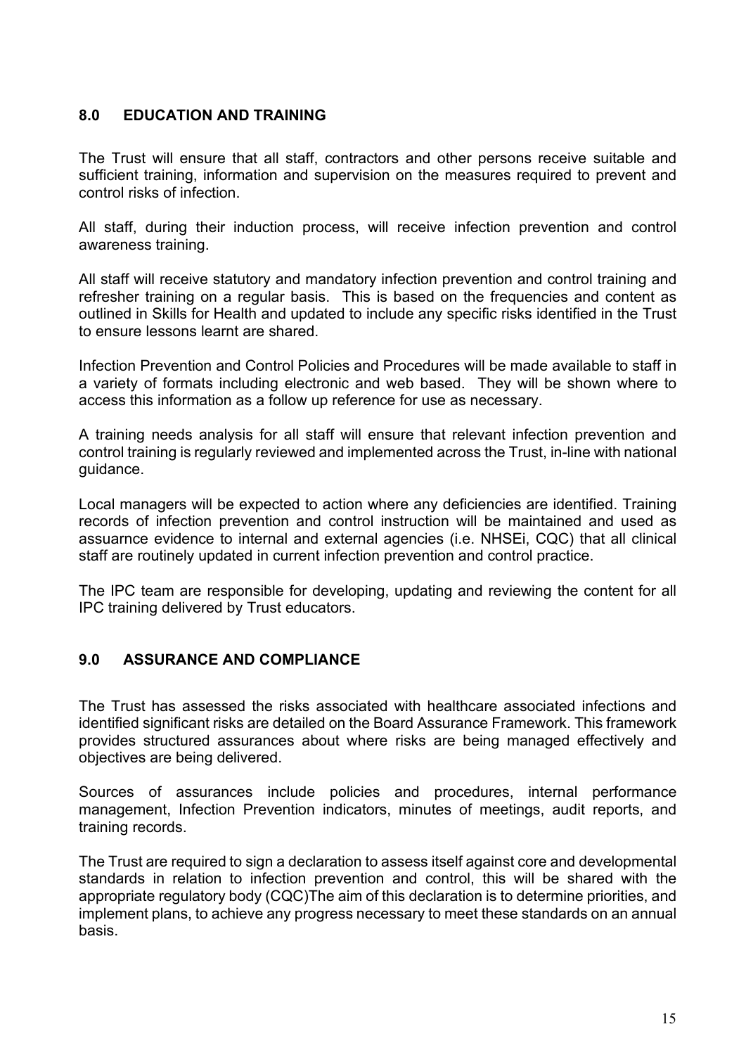## 8.0 EDUCATION AND TRAINING

The Trust will ensure that all staff, contractors and other persons receive suitable and sufficient training, information and supervision on the measures required to prevent and control risks of infection.

All staff, during their induction process, will receive infection prevention and control awareness training.

All staff will receive statutory and mandatory infection prevention and control training and refresher training on a regular basis. This is based on the frequencies and content as outlined in Skills for Health and updated to include any specific risks identified in the Trust to ensure lessons learnt are shared.

Infection Prevention and Control Policies and Procedures will be made available to staff in a variety of formats including electronic and web based. They will be shown where to access this information as a follow up reference for use as necessary.

A training needs analysis for all staff will ensure that relevant infection prevention and control training is regularly reviewed and implemented across the Trust, in-line with national guidance.

Local managers will be expected to action where any deficiencies are identified. Training records of infection prevention and control instruction will be maintained and used as assuarnce evidence to internal and external agencies (i.e. NHSEi, CQC) that all clinical staff are routinely updated in current infection prevention and control practice.

The IPC team are responsible for developing, updating and reviewing the content for all IPC training delivered by Trust educators.

## 9.0 ASSURANCE AND COMPLIANCE

The Trust has assessed the risks associated with healthcare associated infections and identified significant risks are detailed on the Board Assurance Framework. This framework provides structured assurances about where risks are being managed effectively and objectives are being delivered.

Sources of assurances include policies and procedures, internal performance management, Infection Prevention indicators, minutes of meetings, audit reports, and training records.

The Trust are required to sign a declaration to assess itself against core and developmental standards in relation to infection prevention and control, this will be shared with the appropriate regulatory body (CQC)The aim of this declaration is to determine priorities, and implement plans, to achieve any progress necessary to meet these standards on an annual basis.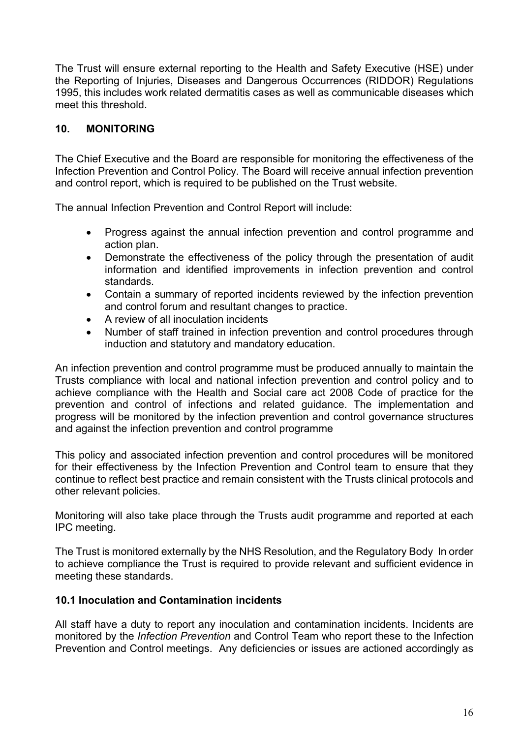The Trust will ensure external reporting to the Health and Safety Executive (HSE) under the Reporting of Injuries, Diseases and Dangerous Occurrences (RIDDOR) Regulations 1995, this includes work related dermatitis cases as well as communicable diseases which meet this threshold.

## 10. MONITORING

The Chief Executive and the Board are responsible for monitoring the effectiveness of the Infection Prevention and Control Policy. The Board will receive annual infection prevention and control report, which is required to be published on the Trust website.

The annual Infection Prevention and Control Report will include:

- Progress against the annual infection prevention and control programme and action plan.
- Demonstrate the effectiveness of the policy through the presentation of audit information and identified improvements in infection prevention and control standards.
- Contain a summary of reported incidents reviewed by the infection prevention and control forum and resultant changes to practice.
- A review of all inoculation incidents
- Number of staff trained in infection prevention and control procedures through induction and statutory and mandatory education.

An infection prevention and control programme must be produced annually to maintain the Trusts compliance with local and national infection prevention and control policy and to achieve compliance with the Health and Social care act 2008 Code of practice for the prevention and control of infections and related guidance. The implementation and progress will be monitored by the infection prevention and control governance structures and against the infection prevention and control programme

This policy and associated infection prevention and control procedures will be monitored for their effectiveness by the Infection Prevention and Control team to ensure that they continue to reflect best practice and remain consistent with the Trusts clinical protocols and other relevant policies.

Monitoring will also take place through the Trusts audit programme and reported at each IPC meeting.

The Trust is monitored externally by the NHS Resolution, and the Regulatory Body In order to achieve compliance the Trust is required to provide relevant and sufficient evidence in meeting these standards.

### 10.1 Inoculation and Contamination incidents

All staff have a duty to report any inoculation and contamination incidents. Incidents are monitored by the *Infection Prevention* and Control Team who report these to the Infection Prevention and Control meetings. Any deficiencies or issues are actioned accordingly as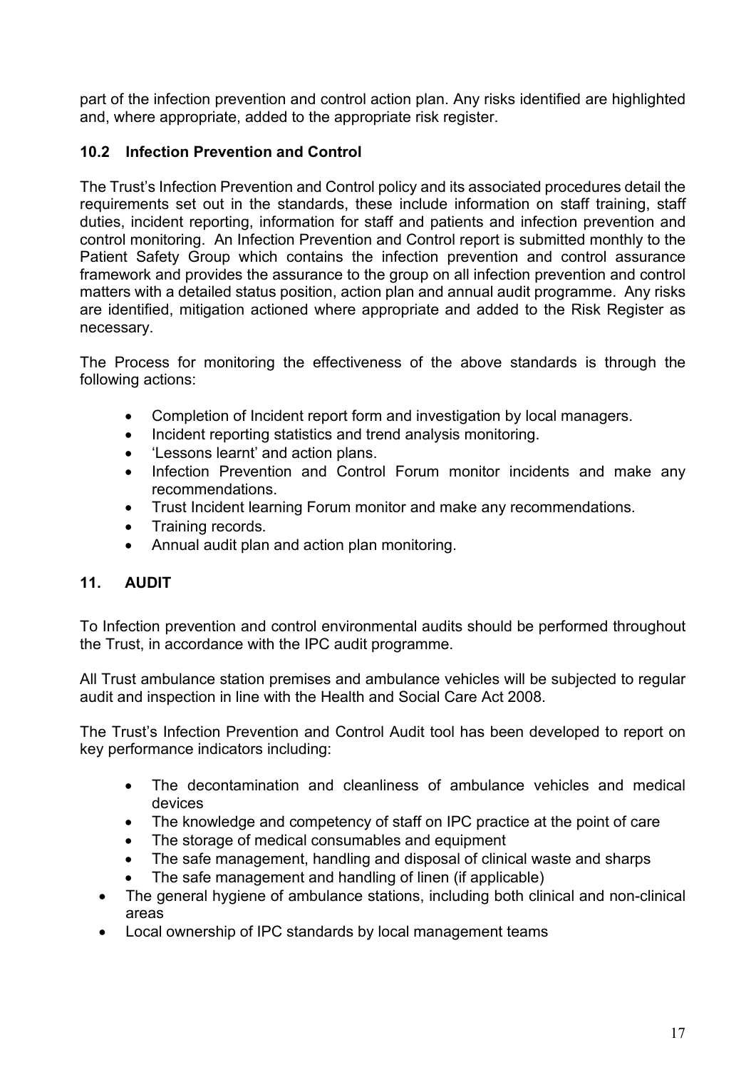part of the infection prevention and control action plan. Any risks identified are highlighted and, where appropriate, added to the appropriate risk register.

### 10.2 Infection Prevention and Control

The Trust's Infection Prevention and Control policy and its associated procedures detail the requirements set out in the standards, these include information on staff training, staff duties, incident reporting, information for staff and patients and infection prevention and control monitoring. An Infection Prevention and Control report is submitted monthly to the Patient Safety Group which contains the infection prevention and control assurance framework and provides the assurance to the group on all infection prevention and control matters with a detailed status position, action plan and annual audit programme. Any risks are identified, mitigation actioned where appropriate and added to the Risk Register as necessary.

The Process for monitoring the effectiveness of the above standards is through the following actions:

- Completion of Incident report form and investigation by local managers.
- Incident reporting statistics and trend analysis monitoring.
- 'Lessons learnt' and action plans.
- Infection Prevention and Control Forum monitor incidents and make any recommendations.
- Trust Incident learning Forum monitor and make any recommendations.
- Training records.
- Annual audit plan and action plan monitoring.

## 11. AUDIT

To Infection prevention and control environmental audits should be performed throughout the Trust, in accordance with the IPC audit programme.

All Trust ambulance station premises and ambulance vehicles will be subjected to regular audit and inspection in line with the Health and Social Care Act 2008.

The Trust's Infection Prevention and Control Audit tool has been developed to report on key performance indicators including:

- The decontamination and cleanliness of ambulance vehicles and medical devices
- The knowledge and competency of staff on IPC practice at the point of care
- The storage of medical consumables and equipment
- The safe management, handling and disposal of clinical waste and sharps
- The safe management and handling of linen (if applicable)
- The general hygiene of ambulance stations, including both clinical and non-clinical areas
- Local ownership of IPC standards by local management teams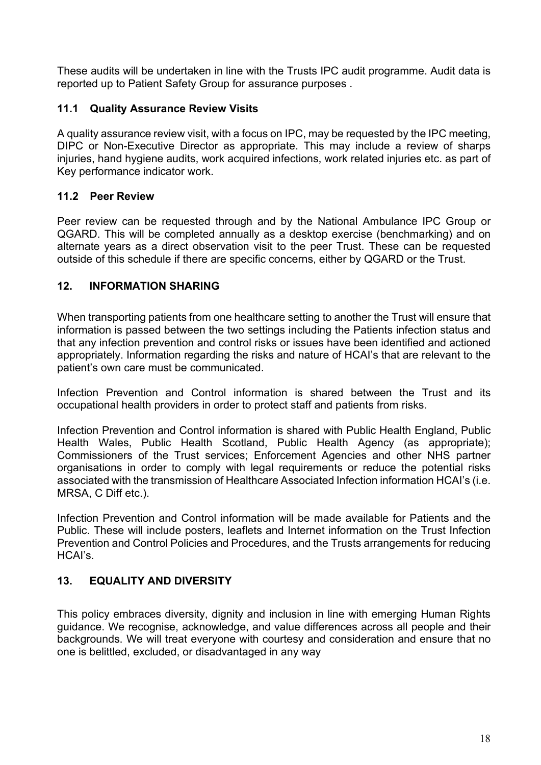These audits will be undertaken in line with the Trusts IPC audit programme. Audit data is reported up to Patient Safety Group for assurance purposes .

### 11.1 Quality Assurance Review Visits

A quality assurance review visit, with a focus on IPC, may be requested by the IPC meeting, DIPC or Non-Executive Director as appropriate. This may include a review of sharps injuries, hand hygiene audits, work acquired infections, work related injuries etc. as part of Key performance indicator work.

### 11.2 Peer Review

Peer review can be requested through and by the National Ambulance IPC Group or QGARD. This will be completed annually as a desktop exercise (benchmarking) and on alternate years as a direct observation visit to the peer Trust. These can be requested outside of this schedule if there are specific concerns, either by QGARD or the Trust.

## 12. INFORMATION SHARING

When transporting patients from one healthcare setting to another the Trust will ensure that information is passed between the two settings including the Patients infection status and that any infection prevention and control risks or issues have been identified and actioned appropriately. Information regarding the risks and nature of HCAI's that are relevant to the patient's own care must be communicated.

Infection Prevention and Control information is shared between the Trust and its occupational health providers in order to protect staff and patients from risks.

Infection Prevention and Control information is shared with Public Health England, Public Health Wales, Public Health Scotland, Public Health Agency (as appropriate); Commissioners of the Trust services; Enforcement Agencies and other NHS partner organisations in order to comply with legal requirements or reduce the potential risks associated with the transmission of Healthcare Associated Infection information HCAI's (i.e. MRSA, C Diff etc.).

Infection Prevention and Control information will be made available for Patients and the Public. These will include posters, leaflets and Internet information on the Trust Infection Prevention and Control Policies and Procedures, and the Trusts arrangements for reducing HCAI's.

## 13. EQUALITY AND DIVERSITY

This policy embraces diversity, dignity and inclusion in line with emerging Human Rights guidance. We recognise, acknowledge, and value differences across all people and their backgrounds. We will treat everyone with courtesy and consideration and ensure that no one is belittled, excluded, or disadvantaged in any way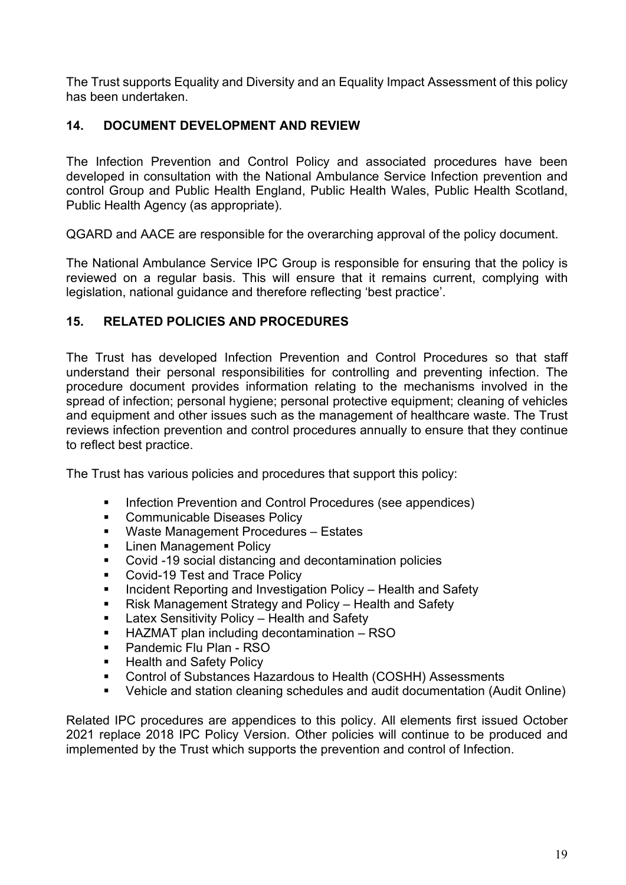The Trust supports Equality and Diversity and an Equality Impact Assessment of this policy has been undertaken.

## 14. DOCUMENT DEVELOPMENT AND REVIEW

The Infection Prevention and Control Policy and associated procedures have been developed in consultation with the National Ambulance Service Infection prevention and control Group and Public Health England, Public Health Wales, Public Health Scotland, Public Health Agency (as appropriate).

QGARD and AACE are responsible for the overarching approval of the policy document.

The National Ambulance Service IPC Group is responsible for ensuring that the policy is reviewed on a regular basis. This will ensure that it remains current, complying with legislation, national guidance and therefore reflecting 'best practice'.

## 15. RELATED POLICIES AND PROCEDURES

The Trust has developed Infection Prevention and Control Procedures so that staff understand their personal responsibilities for controlling and preventing infection. The procedure document provides information relating to the mechanisms involved in the spread of infection; personal hygiene; personal protective equipment; cleaning of vehicles and equipment and other issues such as the management of healthcare waste. The Trust reviews infection prevention and control procedures annually to ensure that they continue to reflect best practice.

The Trust has various policies and procedures that support this policy:

- Infection Prevention and Control Procedures (see appendices)
- Communicable Diseases Policy
- Waste Management Procedures – Estates
- Linen Management Policy
- Covid -19 social distancing and decontamination policies
- Covid-19 Test and Trace Policy
- Incident Reporting and Investigation Policy – Health and Safety
- Risk Management Strategy and Policy – Health and Safety
- Latex Sensitivity Policy – Health and Safety
- HAZMAT plan including decontamination – RSO
- Pandemic Flu Plan - RSO
- Health and Safety Policy
- Control of Substances Hazardous to Health (COSHH) Assessments
- Vehicle and station cleaning schedules and audit documentation (Audit Online)

Related IPC procedures are appendices to this policy. All elements first issued October 2021 replace 2018 IPC Policy Version. Other policies will continue to be produced and implemented by the Trust which supports the prevention and control of Infection.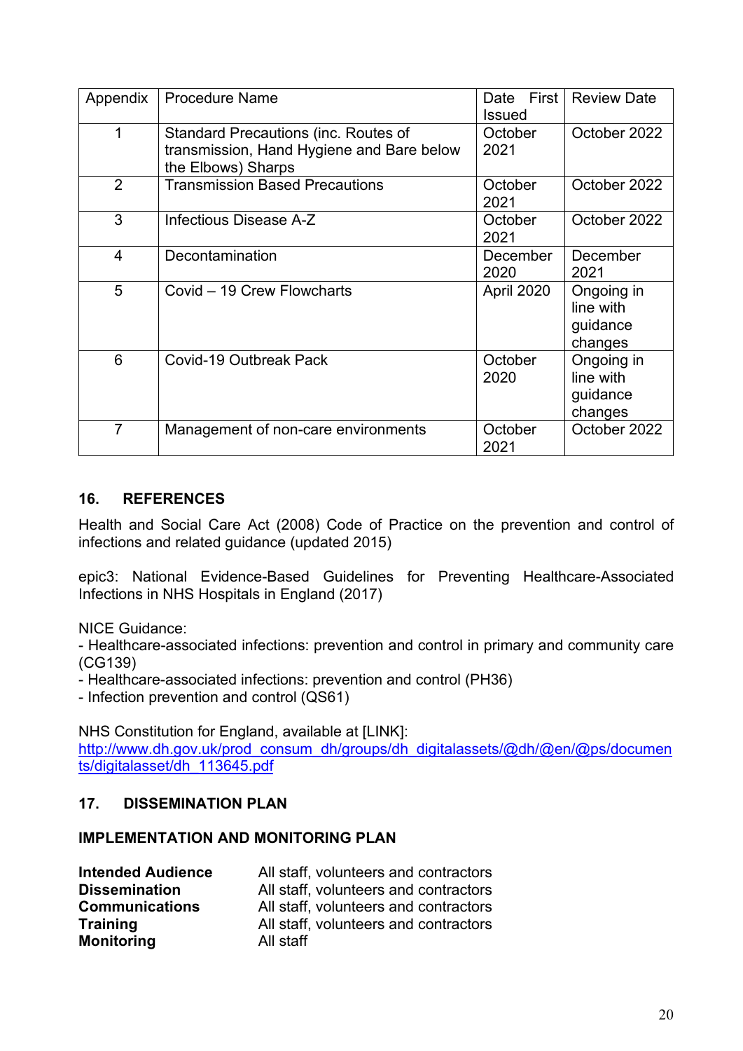| Appendix | Procedure Name | Date First Issued | Review Date |
|---|---|---|---|
| 1 | Standard Precautions (inc. Routes of transmission, Hand Hygiene and Bare below the Elbows) Sharps | October 2021 | October 2022 |
| 2 | Transmission Based Precautions | October 2021 | October 2022 |
| 3 | Infectious Disease A-Z | October 2021 | October 2022 |
| 4 | Decontamination | December 2020 | December 2021 |
| 5 | Covid – 19 Crew Flowcharts | April 2020 | Ongoing in line with guidance changes |
| 6 | Covid-19 Outbreak Pack | October 2020 | Ongoing in line with guidance changes |
| 7 | Management of non-care environments | October 2021 | October 2022 |

## 16. REFERENCES

Health and Social Care Act (2008) Code of Practice on the prevention and control of infections and related guidance (updated 2015)

epic3: National Evidence-Based Guidelines for Preventing Healthcare-Associated Infections in NHS Hospitals in England (2017)

NICE Guidance:
- Healthcare-associated infections: prevention and control in primary and community care (CG139)
- Healthcare-associated infections: prevention and control (PH36)
- Infection prevention and control (QS61)

NHS Constitution for England, available at [LINK]:
http://www.dh.gov.uk/prod_consum_dh/groups/dh_digitalassets/@dh/@en/@ps/documents/digitalasset/dh_113645.pdf

## 17. DISSEMINATION PLAN

**IMPLEMENTATION AND MONITORING PLAN**

| | |
|---|---|
| **Intended Audience** | All staff, volunteers and contractors |
| **Dissemination** | All staff, volunteers and contractors |
| **Communications** | All staff, volunteers and contractors |
| **Training** | All staff, volunteers and contractors |
| **Monitoring** | All staff |